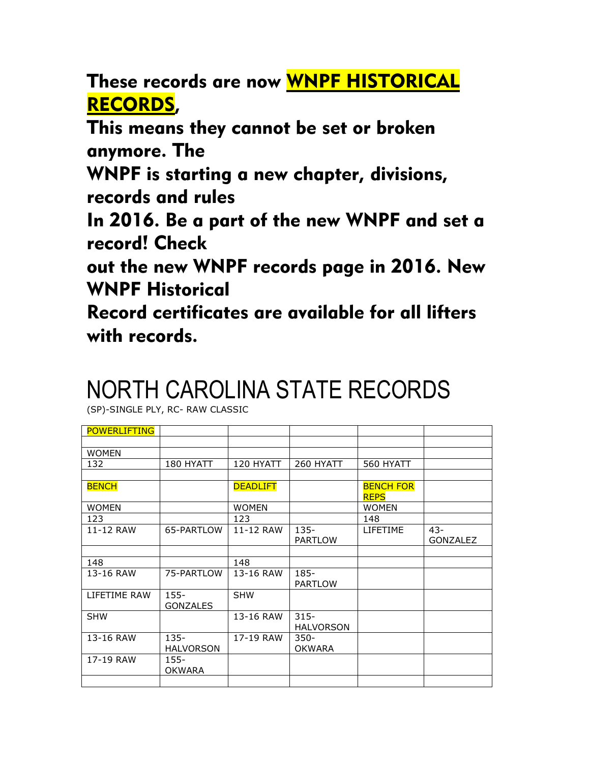**These records are now WNPF HISTORICAL RECORDS,**
**This means they cannot be set or broken anymore. The**
**WNPF is starting a new chapter, divisions, records and rules**
**In 2016. Be a part of the new WNPF and set a record! Check**
**out the new WNPF records page in 2016. New WNPF Historical**
**Record certificates are available for all lifters with records.**

# NORTH CAROLINA STATE RECORDS

(SP)-SINGLE PLY, RC- RAW CLASSIC

| POWERLIFTING | | | | | |
|---|---|---|---|---|---|
| | | | | | |
| WOMEN | | | | | |
| 132 | 180 HYATT | 120 HYATT | 260 HYATT | 560 HYATT | |
| | | | | | |
| BENCH | | DEADLIFT | | BENCH FOR REPS | |
| WOMEN | | WOMEN | | WOMEN | |
| 123 | | 123 | | 148 | |
| 11-12 RAW | 65-PARTLOW | 11-12 RAW | 135-PARTLOW | LIFETIME | 43-GONZALEZ |
| | | | | | |
| 148 | | 148 | | | |
| 13-16 RAW | 75-PARTLOW | 13-16 RAW | 185-PARTLOW | | |
| LIFETIME RAW | 155-GONZALES | SHW | | | |
| SHW | | 13-16 RAW | 315-HALVORSON | | |
| 13-16 RAW | 135-HALVORSON | 17-19 RAW | 350-OKWARA | | |
| 17-19 RAW | 155-OKWARA | | | | |
| | | | | | |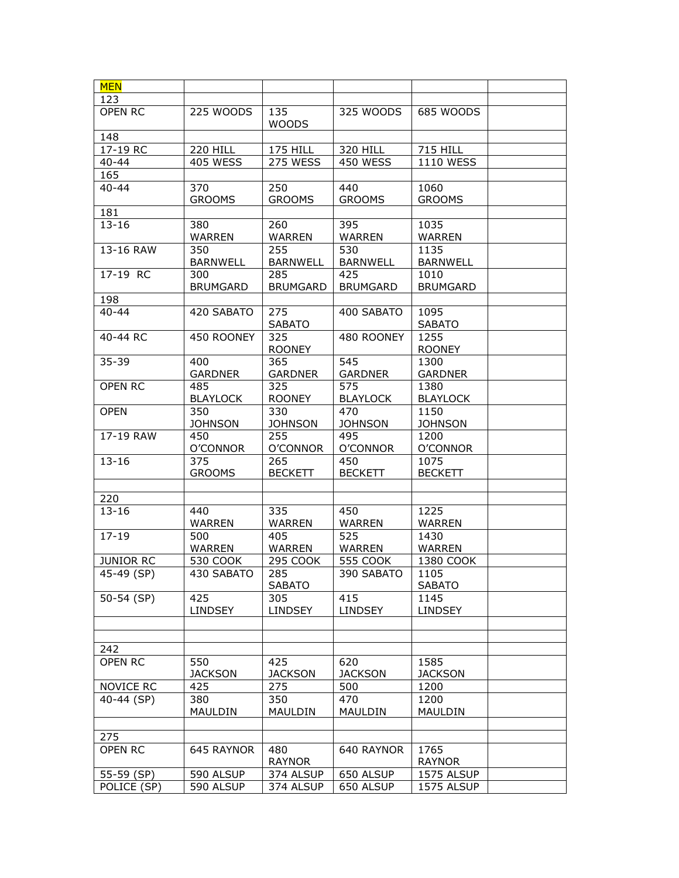| MEN | | | | | |
|---|---|---|---|---|---|
| 123 | | | | | |
| OPEN RC | 225 WOODS | 135 WOODS | 325 WOODS | 685 WOODS | |
| 148 | | | | | |
| 17-19 RC | 220 HILL | 175 HILL | 320 HILL | 715 HILL | |
| 40-44 | 405 WESS | 275 WESS | 450 WESS | 1110 WESS | |
| 165 | | | | | |
| 40-44 | 370 GROOMS | 250 GROOMS | 440 GROOMS | 1060 GROOMS | |
| 181 | | | | | |
| 13-16 | 380 WARREN | 260 WARREN | 395 WARREN | 1035 WARREN | |
| 13-16 RAW | 350 BARNWELL | 255 BARNWELL | 530 BARNWELL | 1135 BARNWELL | |
| 17-19 RC | 300 BRUMGARD | 285 BRUMGARD | 425 BRUMGARD | 1010 BRUMGARD | |
| 198 | | | | | |
| 40-44 | 420 SABATO | 275 SABATO | 400 SABATO | 1095 SABATO | |
| 40-44 RC | 450 ROONEY | 325 ROONEY | 480 ROONEY | 1255 ROONEY | |
| 35-39 | 400 GARDNER | 365 GARDNER | 545 GARDNER | 1300 GARDNER | |
| OPEN RC | 485 BLAYLOCK | 325 ROONEY | 575 BLAYLOCK | 1380 BLAYLOCK | |
| OPEN | 350 JOHNSON | 330 JOHNSON | 470 JOHNSON | 1150 JOHNSON | |
| 17-19 RAW | 450 O'CONNOR | 255 O'CONNOR | 495 O'CONNOR | 1200 O'CONNOR | |
| 13-16 | 375 GROOMS | 265 BECKETT | 450 BECKETT | 1075 BECKETT | |
| | | | | | |
| 220 | | | | | |
| 13-16 | 440 WARREN | 335 WARREN | 450 WARREN | 1225 WARREN | |
| 17-19 | 500 WARREN | 405 WARREN | 525 WARREN | 1430 WARREN | |
| JUNIOR RC | 530 COOK | 295 COOK | 555 COOK | 1380 COOK | |
| 45-49 (SP) | 430 SABATO | 285 SABATO | 390 SABATO | 1105 SABATO | |
| 50-54 (SP) | 425 LINDSEY | 305 LINDSEY | 415 LINDSEY | 1145 LINDSEY | |
| | | | | | |
| | | | | | |
| 242 | | | | | |
| OPEN RC | 550 JACKSON | 425 JACKSON | 620 JACKSON | 1585 JACKSON | |
| NOVICE RC | 425 | 275 | 500 | 1200 | |
| 40-44 (SP) | 380 MAULDIN | 350 MAULDIN | 470 MAULDIN | 1200 MAULDIN | |
| | | | | | |
| 275 | | | | | |
| OPEN RC | 645 RAYNOR | 480 RAYNOR | 640 RAYNOR | 1765 RAYNOR | |
| 55-59 (SP) | 590 ALSUP | 374 ALSUP | 650 ALSUP | 1575 ALSUP | |
| POLICE (SP) | 590 ALSUP | 374 ALSUP | 650 ALSUP | 1575 ALSUP | |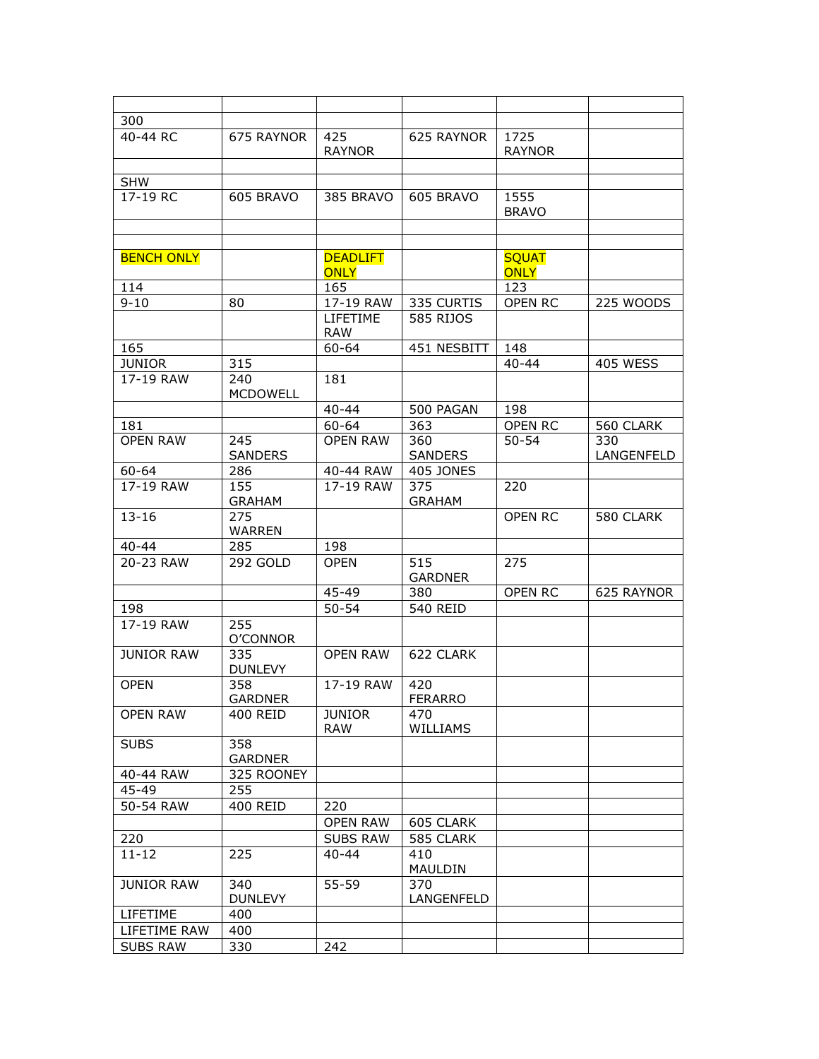| | | | | | |
|---|---|---|---|---|---|
| 300 | | | | | |
| 40-44 RC | 675 RAYNOR | 425 RAYNOR | 625 RAYNOR | 1725 RAYNOR | |
| | | | | | |
| SHW | | | | | |
| 17-19 RC | 605 BRAVO | 385 BRAVO | 605 BRAVO | 1555 BRAVO | |
| | | | | | |
| | | | | | |
| BENCH ONLY | | DEADLIFT ONLY | | SQUAT ONLY | |
| 114 | | 165 | | 123 | |
| 9-10 | 80 | 17-19 RAW | 335 CURTIS | OPEN RC | 225 WOODS |
| | | LIFETIME RAW | 585 RIJOS | | |
| 165 | | 60-64 | 451 NESBITT | 148 | |
| JUNIOR | 315 | | | 40-44 | 405 WESS |
| 17-19 RAW | 240 MCDOWELL | 181 | | | |
| | | 40-44 | 500 PAGAN | 198 | |
| 181 | | 60-64 | 363 | OPEN RC | 560 CLARK |
| OPEN RAW | 245 SANDERS | OPEN RAW | 360 SANDERS | 50-54 | 330 LANGENFELD |
| 60-64 | 286 | 40-44 RAW | 405 JONES | | |
| 17-19 RAW | 155 GRAHAM | 17-19 RAW | 375 GRAHAM | 220 | |
| 13-16 | 275 WARREN | | | OPEN RC | 580 CLARK |
| 40-44 | 285 | 198 | | | |
| 20-23 RAW | 292 GOLD | OPEN | 515 GARDNER | 275 | |
| | | 45-49 | 380 | OPEN RC | 625 RAYNOR |
| 198 | | 50-54 | 540 REID | | |
| 17-19 RAW | 255 O'CONNOR | | | | |
| JUNIOR RAW | 335 DUNLEVY | OPEN RAW | 622 CLARK | | |
| OPEN | 358 GARDNER | 17-19 RAW | 420 FERARRO | | |
| OPEN RAW | 400 REID | JUNIOR RAW | 470 WILLIAMS | | |
| SUBS | 358 GARDNER | | | | |
| 40-44 RAW | 325 ROONEY | | | | |
| 45-49 | 255 | | | | |
| 50-54 RAW | 400 REID | 220 | | | |
| | | OPEN RAW | 605 CLARK | | |
| 220 | | SUBS RAW | 585 CLARK | | |
| 11-12 | 225 | 40-44 | 410 MAULDIN | | |
| JUNIOR RAW | 340 DUNLEVY | 55-59 | 370 LANGENFELD | | |
| LIFETIME | 400 | | | | |
| LIFETIME RAW | 400 | | | | |
| SUBS RAW | 330 | 242 | | | |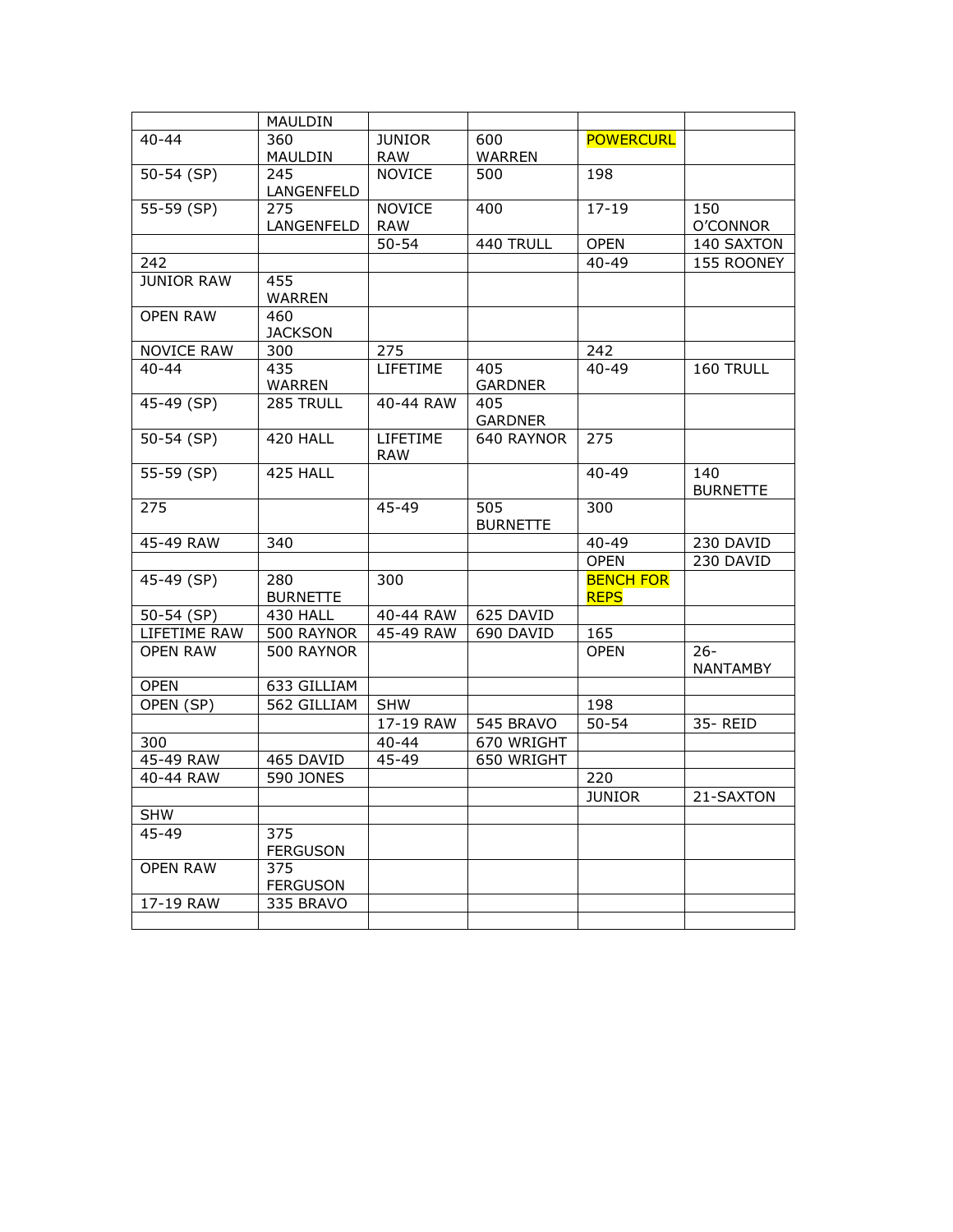| | | | | | |
|---|---|---|---|---|---|
| | MAULDIN | | | | |
| 40-44 | 360 MAULDIN | JUNIOR RAW | 600 WARREN | POWERCURL | |
| 50-54 (SP) | 245 LANGENFELD | NOVICE | 500 | 198 | |
| 55-59 (SP) | 275 LANGENFELD | NOVICE RAW | 400 | 17-19 | 150 O'CONNOR |
| | | 50-54 | 440 TRULL | OPEN | 140 SAXTON |
| 242 | | | | 40-49 | 155 ROONEY |
| JUNIOR RAW | 455 WARREN | | | | |
| OPEN RAW | 460 JACKSON | | | | |
| NOVICE RAW | 300 | 275 | | 242 | |
| 40-44 | 435 WARREN | LIFETIME | 405 GARDNER | 40-49 | 160 TRULL |
| 45-49 (SP) | 285 TRULL | 40-44 RAW | 405 GARDNER | | |
| 50-54 (SP) | 420 HALL | LIFETIME RAW | 640 RAYNOR | 275 | |
| 55-59 (SP) | 425 HALL | | | 40-49 | 140 BURNETTE |
| 275 | | 45-49 | 505 BURNETTE | 300 | |
| 45-49 RAW | 340 | | | 40-49 | 230 DAVID |
| | | | | OPEN | 230 DAVID |
| 45-49 (SP) | 280 BURNETTE | 300 | | BENCH FOR REPS | |
| 50-54 (SP) | 430 HALL | 40-44 RAW | 625 DAVID | | |
| LIFETIME RAW | 500 RAYNOR | 45-49 RAW | 690 DAVID | 165 | |
| OPEN RAW | 500 RAYNOR | | | OPEN | 26- NANTAMBY |
| OPEN | 633 GILLIAM | | | | |
| OPEN (SP) | 562 GILLIAM | SHW | | 198 | |
| | | 17-19 RAW | 545 BRAVO | 50-54 | 35- REID |
| 300 | | 40-44 | 670 WRIGHT | | |
| 45-49 RAW | 465 DAVID | 45-49 | 650 WRIGHT | | |
| 40-44 RAW | 590 JONES | | | 220 | |
| | | | | JUNIOR | 21-SAXTON |
| SHW | | | | | |
| 45-49 | 375 FERGUSON | | | | |
| OPEN RAW | 375 FERGUSON | | | | |
| 17-19 RAW | 335 BRAVO | | | | |
| | | | | | |